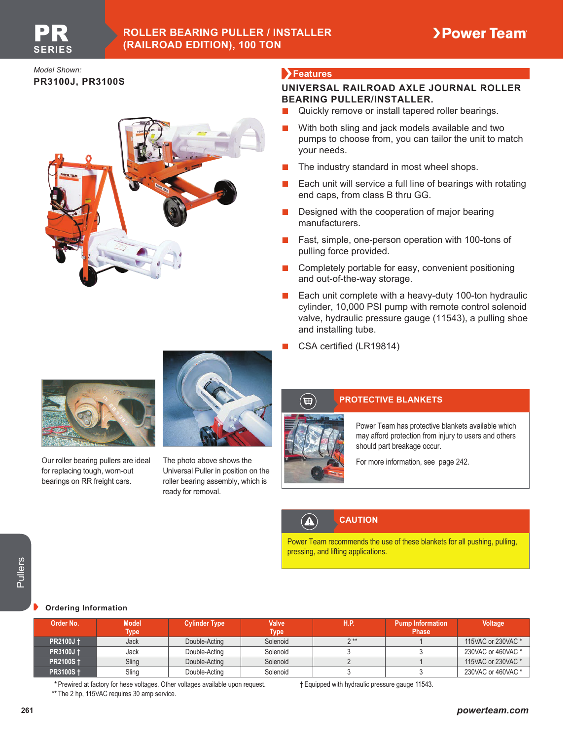# PR SERIES

## ROLLER BEARING PULLER / INSTALLER (RAILROAD EDITION), 100 TON

*Model Shown:*
**PR3100J, PR3100S**

## Features

### UNIVERSAL RAILROAD AXLE JOURNAL ROLLER BEARING PULLER/INSTALLER.

- Quickly remove or install tapered roller bearings.
- With both sling and jack models available and two pumps to choose from, you can tailor the unit to match your needs.
- The industry standard in most wheel shops.
- Each unit will service a full line of bearings with rotating end caps, from class B thru GG.
- Designed with the cooperation of major bearing manufacturers.
- Fast, simple, one-person operation with 100-tons of pulling force provided.
- Completely portable for easy, convenient positioning and out-of-the-way storage.
- Each unit complete with a heavy-duty 100-ton hydraulic cylinder, 10,000 PSI pump with remote control solenoid valve, hydraulic pressure gauge (11543), a pulling shoe and installing tube.
- CSA certified (LR19814)

Our roller bearing pullers are ideal for replacing tough, worn-out bearings on RR freight cars.

The photo above shows the Universal Puller in position on the roller bearing assembly, which is ready for removal.

### PROTECTIVE BLANKETS

Power Team has protective blankets available which may afford protection from injury to users and others should part breakage occur.

For more information, see page 242.

### CAUTION

Power Team recommends the use of these blankets for all pushing, pulling, pressing, and lifting applications.

### Ordering Information

| Order No. | Model Type | Cylinder Type | Valve Type | H.P. | Pump Information Phase | Voltage |
|---|---|---|---|---|---|---|
| **PR2100J †** | Jack | Double-Acting | Solenoid | 2 ** | 1 | 115VAC or 230VAC * |
| **PR3100J †** | Jack | Double-Acting | Solenoid | 3 | 3 | 230VAC or 460VAC * |
| **PR2100S †** | Sling | Double-Acting | Solenoid | 2 | 1 | 115VAC or 230VAC * |
| **PR3100S †** | Sling | Double-Acting | Solenoid | 3 | 3 | 230VAC or 460VAC * |

\* Prewired at factory for hese voltages. Other voltages available upon request.
** The 2 hp, 115VAC requires 30 amp service.
† Equipped with hydraulic pressure gauge 11543.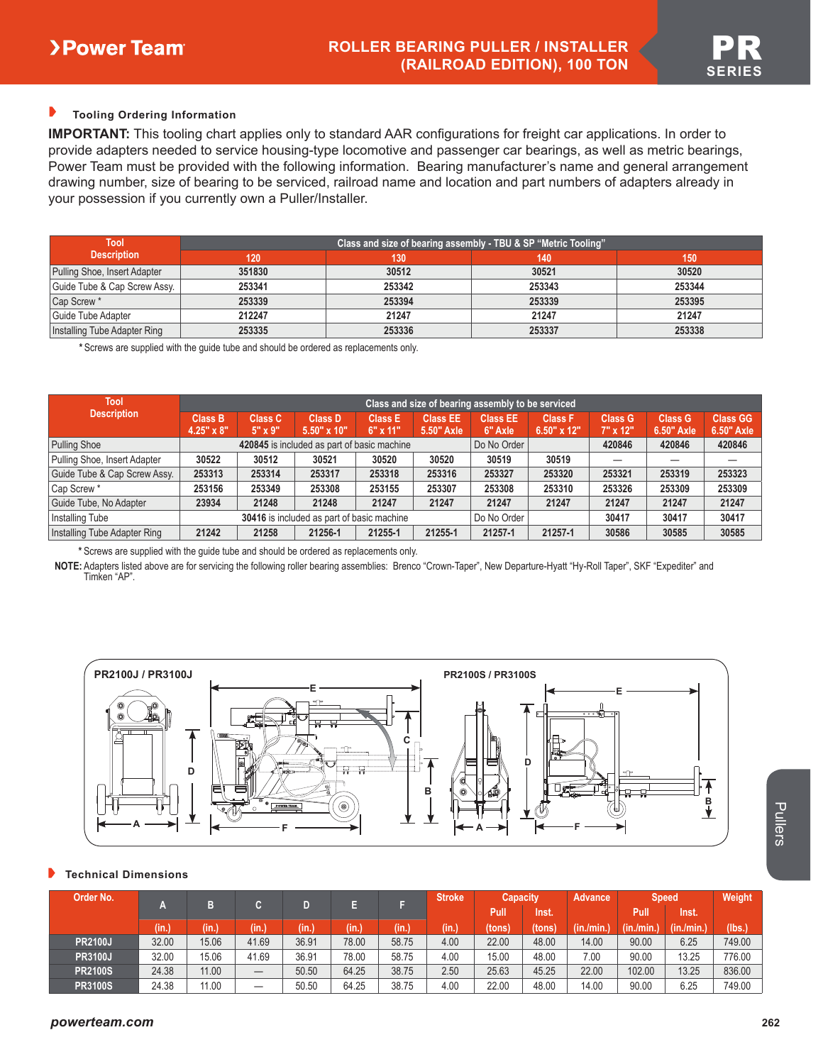## ROLLER BEARING PULLER / INSTALLER (RAILROAD EDITION), 100 TON

### Tooling Ordering Information

**IMPORTANT:** This tooling chart applies only to standard AAR configurations for freight car applications. In order to provide adapters needed to service housing-type locomotive and passenger car bearings, as well as metric bearings, Power Team must be provided with the following information. Bearing manufacturer's name and general arrangement drawing number, size of bearing to be serviced, railroad name and location and part numbers of adapters already in your possession if you currently own a Puller/Installer.

| Tool Description | Class and size of bearing assembly - TBU & SP "Metric Tooling" | | | |
|---|---|---|---|---|
| | 120 | 130 | 140 | 150 |
| Pulling Shoe, Insert Adapter | 351830 | 30512 | 30521 | 30520 |
| Guide Tube & Cap Screw Assy. | 253341 | 253342 | 253343 | 253344 |
| Cap Screw * | 253339 | 253394 | 253339 | 253395 |
| Guide Tube Adapter | 212247 | 21247 | 21247 | 21247 |
| Installing Tube Adapter Ring | 253335 | 253336 | 253337 | 253338 |

* Screws are supplied with the guide tube and should be ordered as replacements only.

| Tool Description | Class and size of bearing assembly to be serviced | | | | | | | | | |
|---|---|---|---|---|---|---|---|---|---|---|
| | Class B 4.25" x 8" | Class C 5" x 9" | Class D 5.50" x 10" | Class E 6" x 11" | Class EE 5.50" Axle | Class EE 6" Axle | Class F 6.50" x 12" | Class G 7" x 12" | Class G 6.50" Axle | Class GG 6.50" Axle |
| Pulling Shoe | 420845 is included as part of basic machine | | | | | Do No Order | | 420846 | 420846 | 420846 |
| Pulling Shoe, Insert Adapter | 30522 | 30512 | 30521 | 30520 | 30520 | 30519 | 30519 | — | — | — |
| Guide Tube & Cap Screw Assy. | 253313 | 253314 | 253317 | 253318 | 253316 | 253327 | 253320 | 253321 | 253319 | 253323 |
| Cap Screw * | 253156 | 253349 | 253308 | 253155 | 253307 | 253308 | 253310 | 253326 | 253309 | 253309 |
| Guide Tube, No Adapter | 23934 | 21248 | 21248 | 21247 | 21247 | 21247 | 21247 | 21247 | 21247 | 21247 |
| Installing Tube | 30416 is included as part of basic machine | | | | | Do No Order | | 30417 | 30417 | 30417 |
| Installing Tube Adapter Ring | 21242 | 21258 | 21256-1 | 21255-1 | 21255-1 | 21257-1 | 21257-1 | 30586 | 30585 | 30585 |

* Screws are supplied with the guide tube and should be ordered as replacements only.

**NOTE:** Adapters listed above are for servicing the following roller bearing assemblies: Brenco "Crown-Taper", New Departure-Hyatt "Hy-Roll Taper", SKF "Expediter" and Timken "AP".

PR2100J / PR3100J

PR2100S / PR3100S

A B C D E F

### Technical Dimensions

| Order No. | A | B | C | D | E | F | Stroke | Capacity | | Advance | Speed | | Weight |
|---|---|---|---|---|---|---|---|---|---|---|---|---|---|
| | | | | | | | | Pull | Inst. | | Pull | Inst. | |
| | (in.) | (in.) | (in.) | (in.) | (in.) | (in.) | (in.) | (tons) | (tons) | (in./min.) | (in./min.) | (in./min.) | (lbs.) |
| PR2100J | 32.00 | 15.06 | 41.69 | 36.91 | 78.00 | 58.75 | 4.00 | 22.00 | 48.00 | 14.00 | 90.00 | 6.25 | 749.00 |
| PR3100J | 32.00 | 15.06 | 41.69 | 36.91 | 78.00 | 58.75 | 4.00 | 15.00 | 48.00 | 7.00 | 90.00 | 13.25 | 776.00 |
| PR2100S | 24.38 | 11.00 | — | 50.50 | 64.25 | 38.75 | 2.50 | 25.63 | 45.25 | 22.00 | 102.00 | 13.25 | 836.00 |
| PR3100S | 24.38 | 11.00 | — | 50.50 | 64.25 | 38.75 | 4.00 | 22.00 | 48.00 | 14.00 | 90.00 | 6.25 | 749.00 |